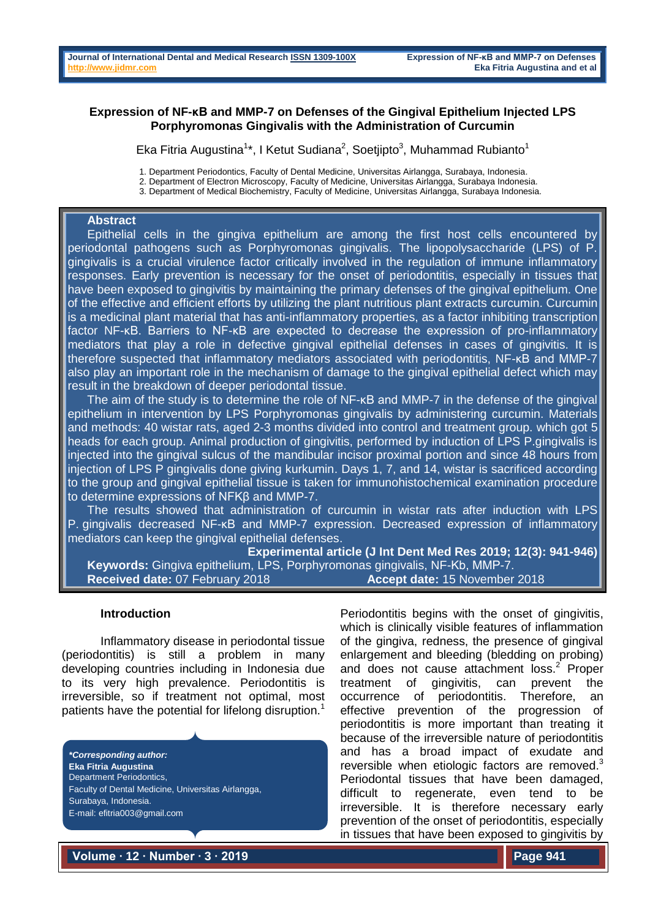# Expression of NF-κB and MMP-7 on Defenses of the Gingival Epithelium Injected LPS Porphyromonas Gingivalis with the Administration of Curcumin

Eka Fitria Augustina[1]*, I Ketut Sudiana[2], Soetjipto[3], Muhammad Rubianto[1]

1. Department Periodontics, Faculty of Dental Medicine, Universitas Airlangga, Surabaya, Indonesia.
2. Department of Electron Microscopy, Faculty of Medicine, Universitas Airlangga, Surabaya Indonesia.
3. Department of Medical Biochemistry, Faculty of Medicine, Universitas Airlangga, Surabaya Indonesia.

## Abstract

Epithelial cells in the gingiva epithelium are among the first host cells encountered by periodontal pathogens such as Porphyromonas gingivalis. The lipopolysaccharide (LPS) of P. gingivalis is a crucial virulence factor critically involved in the regulation of immune inflammatory responses. Early prevention is necessary for the onset of periodontitis, especially in tissues that have been exposed to gingivitis by maintaining the primary defenses of the gingival epithelium. One of the effective and efficient efforts by utilizing the plant nutritious plant extracts curcumin. Curcumin is a medicinal plant material that has anti-inflammatory properties, as a factor inhibiting transcription factor NF-κB. Barriers to NF-κB are expected to decrease the expression of pro-inflammatory mediators that play a role in defective gingival epithelial defenses in cases of gingivitis. It is therefore suspected that inflammatory mediators associated with periodontitis, NF-κB and MMP-7 also play an important role in the mechanism of damage to the gingival epithelial defect which may result in the breakdown of deeper periodontal tissue.

The aim of the study is to determine the role of NF-κB and MMP-7 in the defense of the gingival epithelium in intervention by LPS Porphyromonas gingivalis by administering curcumin. Materials and methods: 40 wistar rats, aged 2-3 months divided into control and treatment group. which got 5 heads for each group. Animal production of gingivitis, performed by induction of LPS P.gingivalis is injected into the gingival sulcus of the mandibular incisor proximal portion and since 48 hours from injection of LPS P gingivalis done giving kurkumin. Days 1, 7, and 14, wistar is sacrificed according to the group and gingival epithelial tissue is taken for immunohistochemical examination procedure to determine expressions of NFKβ and MMP-7.

The results showed that administration of curcumin in wistar rats after induction with LPS P. gingivalis decreased NF-κB and MMP-7 expression. Decreased expression of inflammatory mediators can keep the gingival epithelial defenses.

**Experimental article (J Int Dent Med Res 2019; 12(3): 941-946)**

**Keywords:** Gingiva epithelium, LPS, Porphyromonas gingivalis, NF-Kb, MMP-7.

**Received date:** 07 February 2018 **Accept date:** 15 November 2018

## Introduction

Inflammatory disease in periodontal tissue (periodontitis) is still a problem in many developing countries including in Indonesia due to its very high prevalence. Periodontitis is irreversible, so if treatment not optimal, most patients have the potential for lifelong disruption.[1]

Periodontitis begins with the onset of gingivitis, which is clinically visible features of inflammation of the gingiva, redness, the presence of gingival enlargement and bleeding (bledding on probing) and does not cause attachment loss.[2] Proper treatment of gingivitis, can prevent the occurrence of periodontitis. Therefore, an effective prevention of the progression of periodontitis is more important than treating it because of the irreversible nature of periodontitis and has a broad impact of exudate and reversible when etiologic factors are removed.[3] Periodontal tissues that have been damaged, difficult to regenerate, even tend to be irreversible. It is therefore necessary early prevention of the onset of periodontitis, especially in tissues that have been exposed to gingivitis by

***Corresponding author:***
**Eka Fitria Augustina**
Department Periodontics,
Faculty of Dental Medicine, Universitas Airlangga,
Surabaya, Indonesia.
E-mail: efitria003@gmail.com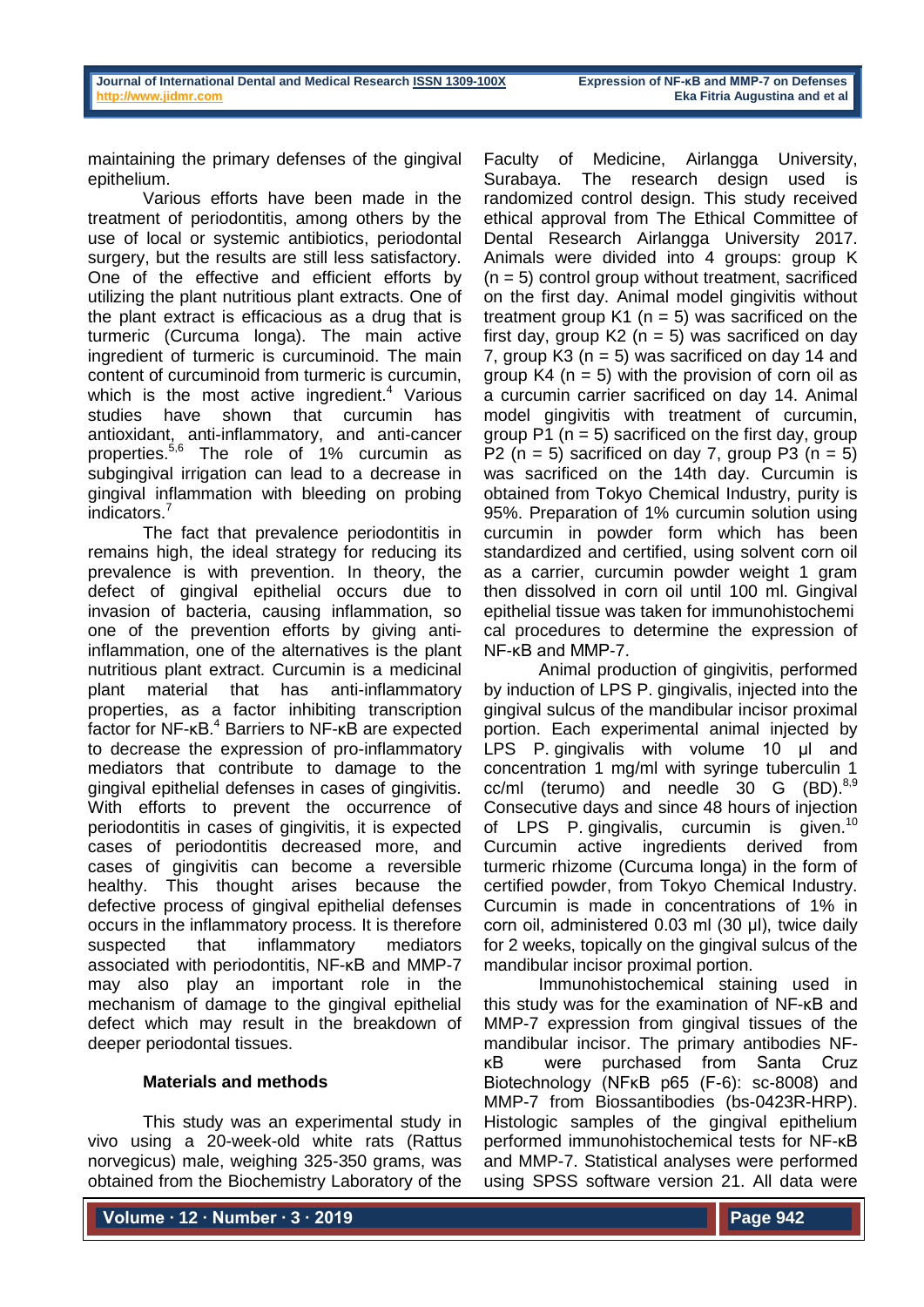maintaining the primary defenses of the gingival epithelium.

Various efforts have been made in the treatment of periodontitis, among others by the use of local or systemic antibiotics, periodontal surgery, but the results are still less satisfactory. One of the effective and efficient efforts by utilizing the plant nutritious plant extracts. One of the plant extract is efficacious as a drug that is turmeric (Curcuma longa). The main active ingredient of turmeric is curcuminoid. The main content of curcuminoid from turmeric is curcumin, which is the most active ingredient.[4] Various studies have shown that curcumin has antioxidant, anti-inflammatory, and anti-cancer properties.[5,6] The role of 1% curcumin as subgingival irrigation can lead to a decrease in gingival inflammation with bleeding on probing indicators.[7]

The fact that prevalence periodontitis in remains high, the ideal strategy for reducing its prevalence is with prevention. In theory, the defect of gingival epithelial occurs due to invasion of bacteria, causing inflammation, so one of the prevention efforts by giving anti-inflammation, one of the alternatives is the plant nutritious plant extract. Curcumin is a medicinal plant material that has anti-inflammatory properties, as a factor inhibiting transcription factor for NF-κB.[4] Barriers to NF-κB are expected to decrease the expression of pro-inflammatory mediators that contribute to damage to the gingival epithelial defenses in cases of gingivitis. With efforts to prevent the occurrence of periodontitis in cases of gingivitis, it is expected cases of periodontitis decreased more, and cases of gingivitis can become a reversible healthy. This thought arises because the defective process of gingival epithelial defenses occurs in the inflammatory process. It is therefore suspected that inflammatory mediators associated with periodontitis, NF-κB and MMP-7 may also play an important role in the mechanism of damage to the gingival epithelial defect which may result in the breakdown of deeper periodontal tissues.

## Materials and methods

This study was an experimental study in vivo using a 20-week-old white rats (Rattus norvegicus) male, weighing 325-350 grams, was obtained from the Biochemistry Laboratory of the Faculty of Medicine, Airlangga University, Surabaya. The research design used is randomized control design. This study received ethical approval from The Ethical Committee of Dental Research Airlangga University 2017. Animals were divided into 4 groups: group K ($n = 5$) control group without treatment, sacrificed on the first day. Animal model gingivitis without treatment group K1 ($n = 5$) was sacrificed on the first day, group K2 ($n = 5$) was sacrificed on day 7, group K3 ($n = 5$) was sacrificed on day 14 and group K4 ($n = 5$) with the provision of corn oil as a curcumin carrier sacrificed on day 14. Animal model gingivitis with treatment of curcumin, group P1 ($n = 5$) sacrificed on the first day, group P2 ($n = 5$) sacrificed on day 7, group P3 ($n = 5$) was sacrificed on the 14th day. Curcumin is obtained from Tokyo Chemical Industry, purity is 95%. Preparation of 1% curcumin solution using curcumin in powder form which has been standardized and certified, using solvent corn oil as a carrier, curcumin powder weight 1 gram then dissolved in corn oil until 100 ml. Gingival epithelial tissue was taken for immunohistochemical procedures to determine the expression of NF-κB and MMP-7.

Animal production of gingivitis, performed by induction of LPS P. gingivalis, injected into the gingival sulcus of the mandibular incisor proximal portion. Each experimental animal injected by LPS P. gingivalis with volume 10 µl and concentration 1 mg/ml with syringe tuberculin 1 cc/ml (terumo) and needle 30 G (BD).[8,9] Consecutive days and since 48 hours of injection of LPS P. gingivalis, curcumin is given.[10] Curcumin active ingredients derived from turmeric rhizome (Curcuma longa) in the form of certified powder, from Tokyo Chemical Industry. Curcumin is made in concentrations of 1% in corn oil, administered 0.03 ml (30 µl), twice daily for 2 weeks, topically on the gingival sulcus of the mandibular incisor proximal portion.

Immunohistochemical staining used in this study was for the examination of NF-κB and MMP-7 expression from gingival tissues of the mandibular incisor. The primary antibodies NF-κB were purchased from Santa Cruz Biotechnology (NFκB p65 (F-6): sc-8008) and MMP-7 from Biossantibodies (bs-0423R-HRP). Histologic samples of the gingival epithelium performed immunohistochemical tests for NF-κB and MMP-7. Statistical analyses were performed using SPSS software version 21. All data were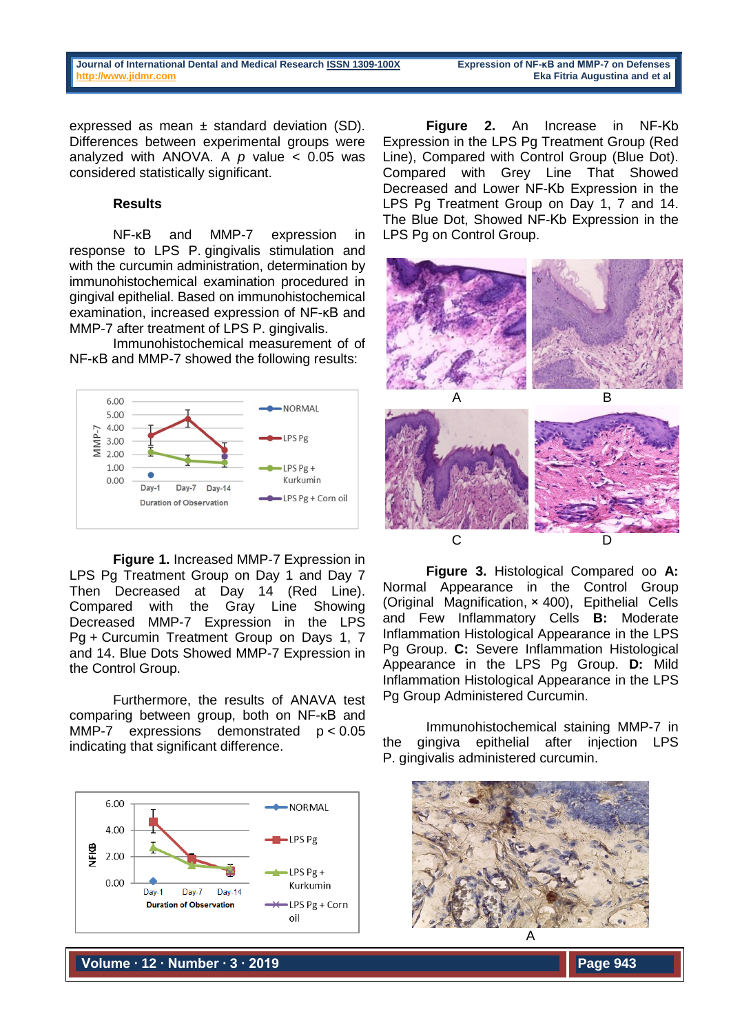expressed as mean ± standard deviation (SD). Differences between experimental groups were analyzed with ANOVA. A *p* value $< 0.05$ was considered statistically significant.

## Results

NF-κB and MMP-7 expression in response to LPS P. gingivalis stimulation and with the curcumin administration, determination by immunohistochemical examination procedured in gingival epithelial. Based on immunohistochemical examination, increased expression of NF-κB and MMP-7 after treatment of LPS P. gingivalis.

Immunohistochemical measurement of of NF-κB and MMP-7 showed the following results:

**Figure 1.** Increased MMP-7 Expression in LPS Pg Treatment Group on Day 1 and Day 7 Then Decreased at Day 14 (Red Line). Compared with the Gray Line Showing Decreased MMP-7 Expression in the LPS Pg + Curcumin Treatment Group on Days 1, 7 and 14. Blue Dots Showed MMP-7 Expression in the Control Group.

Furthermore, the results of ANAVA test comparing between group, both on NF-κB and MMP-7 expressions demonstrated $p < 0.05$ indicating that significant difference.

**Figure 2.** An Increase in NF-Kb Expression in the LPS Pg Treatment Group (Red Line), Compared with Control Group (Blue Dot). Compared with Grey Line That Showed Decreased and Lower NF-Kb Expression in the LPS Pg Treatment Group on Day 1, 7 and 14. The Blue Dot, Showed NF-Kb Expression in the LPS Pg on Control Group.

**Figure 3.** Histological Compared oo **A:** Normal Appearance in the Control Group (Original Magnification, × 400), Epithelial Cells and Few Inflammatory Cells **B:** Moderate Inflammation Histological Appearance in the LPS Pg Group. **C:** Severe Inflammation Histological Appearance in the LPS Pg Group. **D:** Mild Inflammation Histological Appearance in the LPS Pg Group Administered Curcumin.

Immunohistochemical staining MMP-7 in the gingiva epithelial after injection LPS P. gingivalis administered curcumin.

A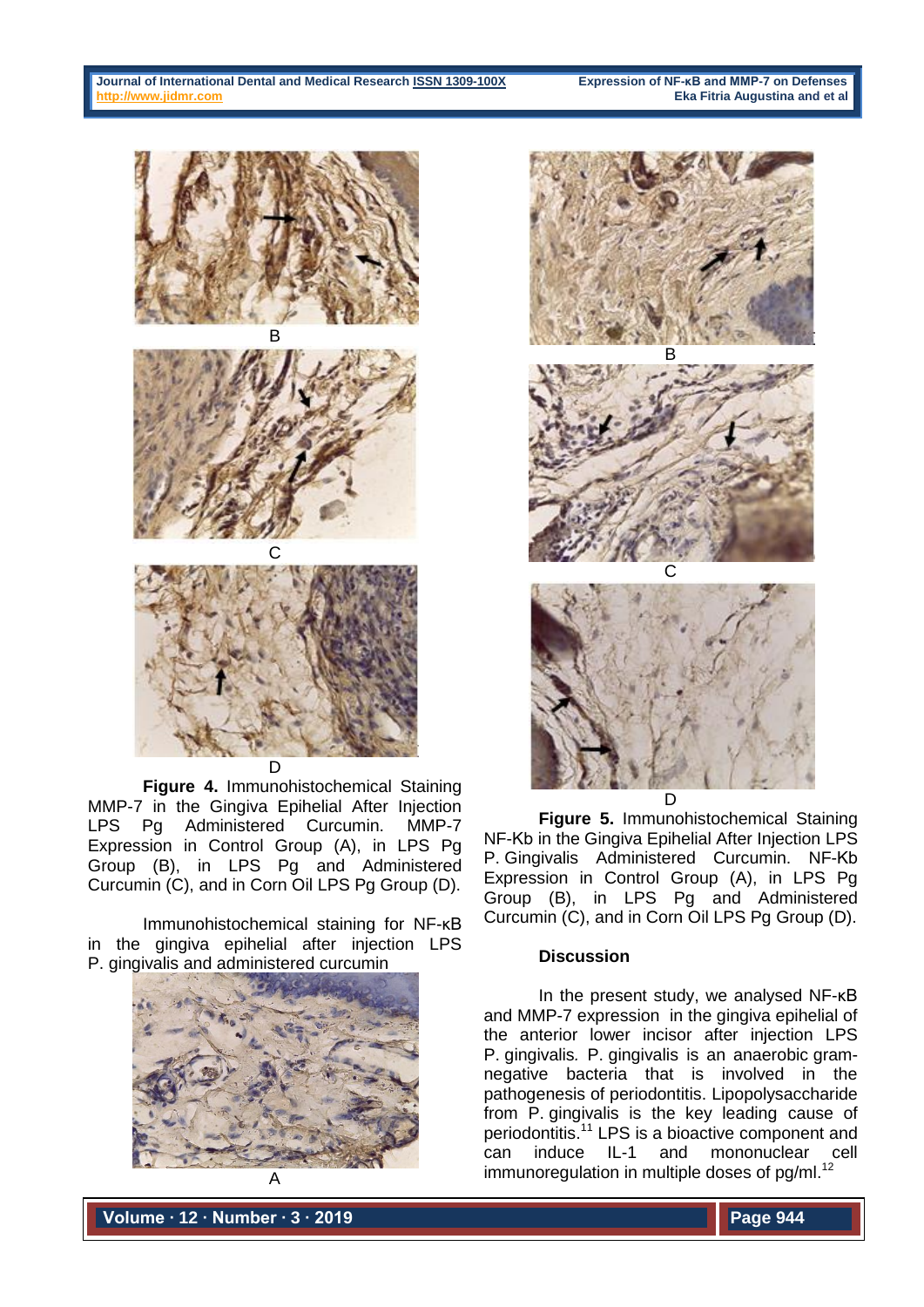B

C

D

**Figure 4.** Immunohistochemical Staining MMP-7 in the Gingiva Epihelial After Injection LPS Pg Administered Curcumin. MMP-7 Expression in Control Group (A), in LPS Pg Group (B), in LPS Pg and Administered Curcumin (C), and in Corn Oil LPS Pg Group (D).

Immunohistochemical staining for NF-κB in the gingiva epihelial after injection LPS P. gingivalis and administered curcumin

A

B

C

D

**Figure 5.** Immunohistochemical Staining NF-Kb in the Gingiva Epihelial After Injection LPS P. Gingivalis Administered Curcumin. NF-Kb Expression in Control Group (A), in LPS Pg Group (B), in LPS Pg and Administered Curcumin (C), and in Corn Oil LPS Pg Group (D).

**Discussion**

In the present study, we analysed NF-κB and MMP-7 expression in the gingiva epihelial of the anterior lower incisor after injection LPS P. gingivalis. P. gingivalis is an anaerobic gram-negative bacteria that is involved in the pathogenesis of periodontitis. Lipopolysaccharide from P. gingivalis is the key leading cause of periodontitis.[11] LPS is a bioactive component and can induce IL-1 and mononuclear cell immunoregulation in multiple doses of pg/ml.[12]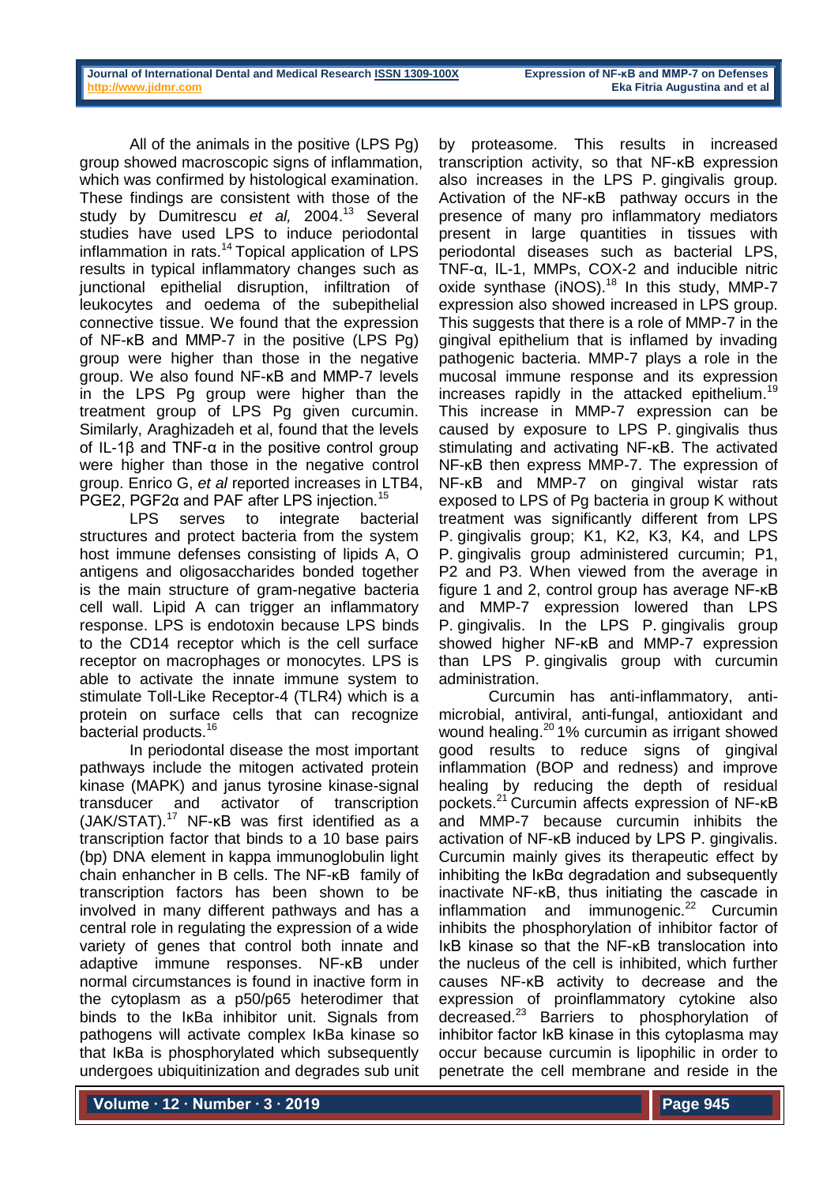All of the animals in the positive (LPS Pg) group showed macroscopic signs of inflammation, which was confirmed by histological examination. These findings are consistent with those of the study by Dumitrescu *et al,* 2004.[13] Several studies have used LPS to induce periodontal inflammation in rats.[14] Topical application of LPS results in typical inflammatory changes such as junctional epithelial disruption, infiltration of leukocytes and oedema of the subepithelial connective tissue. We found that the expression of NF-κB and MMP-7 in the positive (LPS Pg) group were higher than those in the negative group. We also found NF-κB and MMP-7 levels in the LPS Pg group were higher than the treatment group of LPS Pg given curcumin. Similarly, Araghizadeh et al, found that the levels of IL-1β and TNF-α in the positive control group were higher than those in the negative control group. Enrico G, *et al* reported increases in LTB4, PGE2, PGF2α and PAF after LPS injection.[15]

LPS serves to integrate bacterial structures and protect bacteria from the system host immune defenses consisting of lipids A, O antigens and oligosaccharides bonded together is the main structure of gram-negative bacteria cell wall. Lipid A can trigger an inflammatory response. LPS is endotoxin because LPS binds to the CD14 receptor which is the cell surface receptor on macrophages or monocytes. LPS is able to activate the innate immune system to stimulate Toll-Like Receptor-4 (TLR4) which is a protein on surface cells that can recognize bacterial products.[16]

In periodontal disease the most important pathways include the mitogen activated protein kinase (MAPK) and janus tyrosine kinase-signal transducer and activator of transcription (JAK/STAT).[17] NF-κB was first identified as a transcription factor that binds to a 10 base pairs (bp) DNA element in kappa immunoglobulin light chain enhancer in B cells. The NF-κB family of transcription factors has been shown to be involved in many different pathways and has a central role in regulating the expression of a wide variety of genes that control both innate and adaptive immune responses. NF-κB under normal circumstances is found in inactive form in the cytoplasm as a p50/p65 heterodimer that binds to the IκBa inhibitor unit. Signals from pathogens will activate complex IκBa kinase so that IκBa is phosphorylated which subsequently undergoes ubiquitinization and degrades sub unit by proteasome. This results in increased transcription activity, so that NF-κB expression also increases in the LPS P. gingivalis group. Activation of the NF-κB pathway occurs in the presence of many pro inflammatory mediators present in large quantities in tissues with periodontal diseases such as bacterial LPS, TNF-α, IL-1, MMPs, COX-2 and inducible nitric oxide synthase (iNOS).[18] In this study, MMP-7 expression also showed increased in LPS group. This suggests that there is a role of MMP-7 in the gingival epithelium that is inflamed by invading pathogenic bacteria. MMP-7 plays a role in the mucosal immune response and its expression increases rapidly in the attacked epithelium.[19] This increase in MMP-7 expression can be caused by exposure to LPS P. gingivalis thus stimulating and activating NF-κB. The activated NF-κB then express MMP-7. The expression of NF-κB and MMP-7 on gingival wistar rats exposed to LPS of Pg bacteria in group K without treatment was significantly different from LPS P. gingivalis group; K1, K2, K3, K4, and LPS P. gingivalis group administered curcumin; P1, P2 and P3. When viewed from the average in figure 1 and 2, control group has average NF-κB and MMP-7 expression lowered than LPS P. gingivalis. In the LPS P. gingivalis group showed higher NF-κB and MMP-7 expression than LPS P. gingivalis group with curcumin administration.

Curcumin has anti-inflammatory, anti-microbial, antiviral, anti-fungal, antioxidant and wound healing.[20] 1% curcumin as irrigant showed good results to reduce signs of gingival inflammation (BOP and redness) and improve healing by reducing the depth of residual pockets.[21] Curcumin affects expression of NF-κB and MMP-7 because curcumin inhibits the activation of NF-κB induced by LPS P. gingivalis. Curcumin mainly gives its therapeutic effect by inhibiting the IκBα degradation and subsequently inactivate NF-κB, thus initiating the cascade in inflammation and immunogenic.[22] Curcumin inhibits the phosphorylation of inhibitor factor of IκB kinase so that the NF-κB translocation into the nucleus of the cell is inhibited, which further causes NF-κB activity to decrease and the expression of proinflammatory cytokine also decreased.[23] Barriers to phosphorylation of inhibitor factor IκB kinase in this cytoplasma may occur because curcumin is lipophilic in order to penetrate the cell membrane and reside in the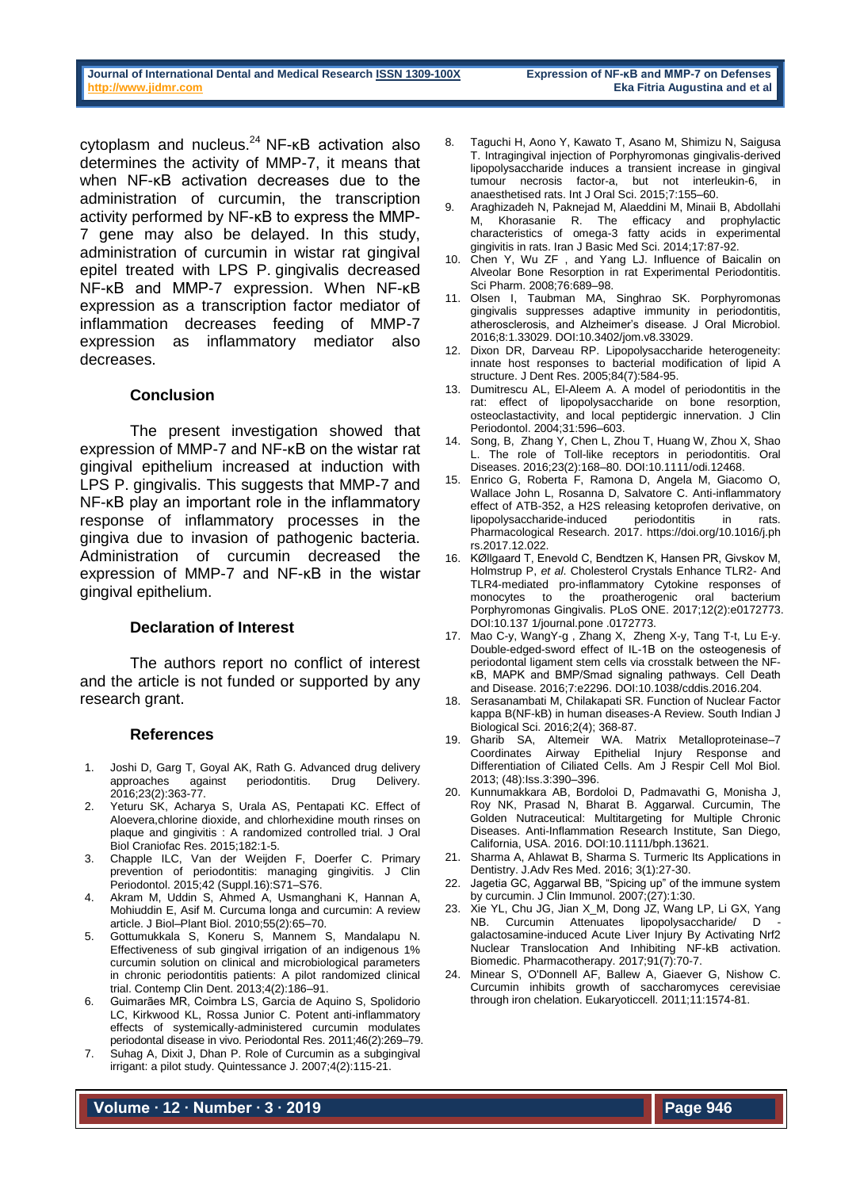cytoplasm and nucleus.[24] NF-κB activation also determines the activity of MMP-7, it means that when NF-κB activation decreases due to the administration of curcumin, the transcription activity performed by NF-κB to express the MMP-7 gene may also be delayed. In this study, administration of curcumin in wistar rat gingival epitel treated with LPS P. gingivalis decreased NF-κB and MMP-7 expression. When NF-κB expression as a transcription factor mediator of inflammation decreases feeding of MMP-7 expression as inflammatory mediator also decreases.

## Conclusion

The present investigation showed that expression of MMP-7 and NF-κB on the wistar rat gingival epithelium increased at induction with LPS P. gingivalis. This suggests that MMP-7 and NF-κB play an important role in the inflammatory response of inflammatory processes in the gingiva due to invasion of pathogenic bacteria. Administration of curcumin decreased the expression of MMP-7 and NF-κB in the wistar gingival epithelium.

## Declaration of Interest

The authors report no conflict of interest and the article is not funded or supported by any research grant.

## References

1. Joshi D, Garg T, Goyal AK, Rath G. Advanced drug delivery approaches against periodontitis. Drug Delivery. 2016;23(2):363-77.
2. Yeturu SK, Acharya S, Urala AS, Pentapati KC. Effect of Aloevera,chlorine dioxide, and chlorhexidine mouth rinses on plaque and gingivitis : A randomized controlled trial. J Oral Biol Craniofac Res. 2015;182:1-5.
3. Chapple ILC, Van der Weijden F, Doerfer C. Primary prevention of periodontitis: managing gingivitis. J Clin Periodontol. 2015;42 (Suppl.16):S71–S76.
4. Akram M, Uddin S, Ahmed A, Usmanghani K, Hannan A, Mohiuddin E, Asif M. Curcuma longa and curcumin: A review article. J Biol–Plant Biol. 2010;55(2):65–70.
5. Gottumukkala S, Koneru S, Mannem S, Mandalapu N. Effectiveness of sub gingival irrigation of an indigenous 1% curcumin solution on clinical and microbiological parameters in chronic periodontitis patients: A pilot randomized clinical trial. Contemp Clin Dent. 2013;4(2):186–91.
6. Guimarães MR, Coimbra LS, Garcia de Aquino S, Spolidorio LC, Kirkwood KL, Rossa Junior C. Potent anti-inflammatory effects of systemically-administered curcumin modulates periodontal disease in vivo. Periodontal Res. 2011;46(2):269–79.
7. Suhag A, Dixit J, Dhan P. Role of Curcumin as a subgingival irrigant: a pilot study. Quintessance J. 2007;4(2):115-21.
8. Taguchi H, Aono Y, Kawato T, Asano M, Shimizu N, Saigusa T. Intragingival injection of Porphyromonas gingivalis-derived lipopolysaccharide induces a transient increase in gingival tumour necrosis factor-a, but not interleukin-6, in anaesthetised rats. Int J Oral Sci. 2015;7:155–60.
9. Araghizadeh N, Paknejad M, Alaeddini M, Minaii B, Abdollahi M, Khorasanie R. The efficacy and prophylactic characteristics of omega-3 fatty acids in experimental gingivitis in rats. Iran J Basic Med Sci. 2014;17:87-92.
10. Chen Y, Wu ZF , and Yang LJ. Influence of Baicalin on Alveolar Bone Resorption in rat Experimental Periodontitis. Sci Pharm. 2008;76:689–98.
11. Olsen I, Taubman MA, Singhrao SK. Porphyromonas gingivalis suppresses adaptive immunity in periodontitis, atherosclerosis, and Alzheimer's disease. J Oral Microbiol. 2016;8:1.33029. DOI:10.3402/jom.v8.33029.
12. Dixon DR, Darveau RP. Lipopolysaccharide heterogeneity: innate host responses to bacterial modification of lipid A structure. J Dent Res. 2005;84(7):584-95.
13. Dumitrescu AL, El-Aleem A. A model of periodontitis in the rat: effect of lipopolysaccharide on bone resorption, osteoclastactivity, and local peptidergic innervation. J Clin Periodontol. 2004;31:596–603.
14. Song, B, Zhang Y, Chen L, Zhou T, Huang W, Zhou X, Shao L. The role of Toll-like receptors in periodontitis. Oral Diseases. 2016;23(2):168–80. DOI:10.1111/odi.12468.
15. Enrico G, Roberta F, Ramona D, Angela M, Giacomo O, Wallace John L, Rosanna D, Salvatore C. Anti-inflammatory effect of ATB-352, a H2S releasing ketoprofen derivative, on lipopolysaccharide-induced periodontitis in rats. Pharmacological Research. 2017. https://doi.org/10.1016/j.phrs.2017.12.022.
16. KØllgaard T, Enevold C, Bendtzen K, Hansen PR, Givskov M, Holmstrup P, *et al*. Cholesterol Crystals Enhance TLR2- And TLR4-mediated pro-inflammatory Cytokine responses of monocytes to the proatherogenic oral bacterium Porphyromonas Gingivalis. PLoS ONE. 2017;12(2):e0172773. DOI:10.137 1/journal.pone .0172773.
17. Mao C-y, WangY-g , Zhang X, Zheng X-y, Tang T-t, Lu E-y. Double-edged-sword effect of IL-1B on the osteogenesis of periodontal ligament stem cells via crosstalk between the NF-κB, MAPK and BMP/Smad signaling pathways. Cell Death and Disease. 2016;7:e2296. DOI:10.1038/cddis.2016.204.
18. Serasanambati M, Chilakapati SR. Function of Nuclear Factor kappa B(NF-kB) in human diseases-A Review. South Indian J Biological Sci. 2016;2(4); 368-87.
19. Gharib SA, Altemeir WA. Matrix Metalloproteinase–7 Coordinates Airway Epithelial Injury Response and Differentiation of Ciliated Cells. Am J Respir Cell Mol Biol. 2013; (48):Iss.3:390–396.
20. Kunnumakkara AB, Bordoloi D, Padmavathi G, Monisha J, Roy NK, Prasad N, Bharat B. Aggarwal. Curcumin, The Golden Nutraceutical: Multitargeting for Multiple Chronic Diseases. Anti-Inflammation Research Institute, San Diego, California, USA. 2016. DOI:10.1111/bph.13621.
21. Sharma A, Ahlawat B, Sharma S. Turmeric Its Applications in Dentistry. J.Adv Res Med. 2016; 3(1):27-30.
22. Jagetia GC, Aggarwal BB, "Spicing up" of the immune system by curcumin. J Clin Immunol. 2007;(27):1:30.
23. Xie YL, Chu JG, Jian X_M, Dong JZ, Wang LP, Li GX, Yang NB. Curcumin Attenuates lipopolysaccharide/ D - galactosamine-induced Acute Liver Injury By Activating Nrf2 Nuclear Translocation And Inhibiting NF-kB activation. Biomedic. Pharmacotherapy. 2017;91(7):70-7.
24. Minear S, O'Donnell AF, Ballew A, Giaever G, Nishow C. Curcumin inhibits growth of saccharomyces cerevisiae through iron chelation. Eukaryoticcell. 2011;11:1574-81.